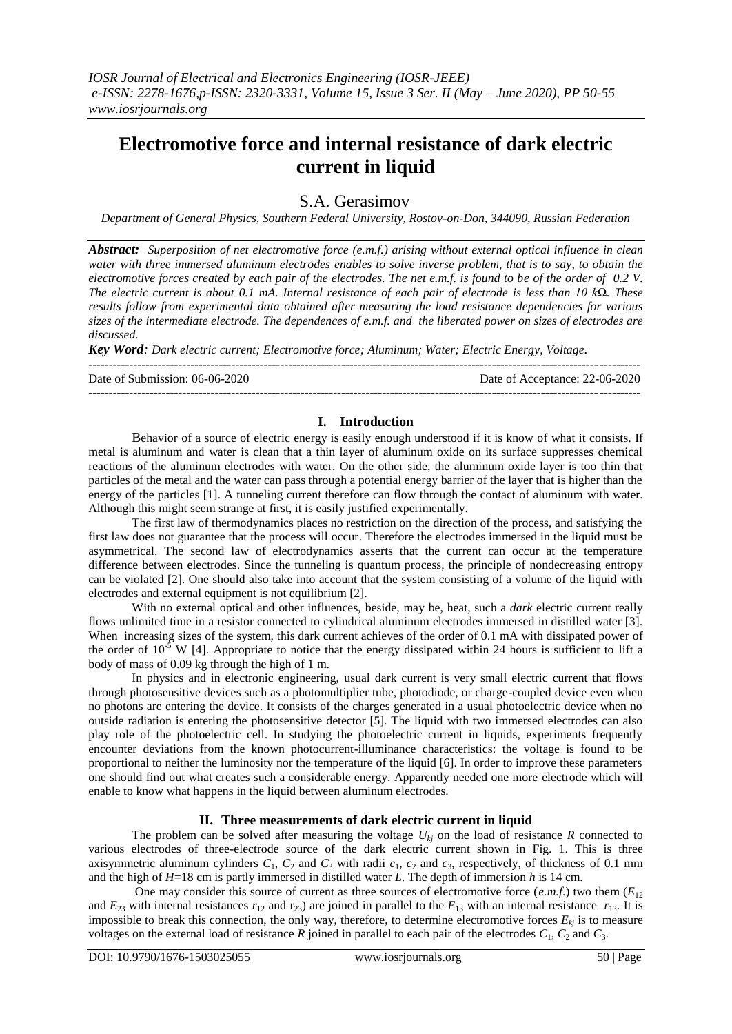# Electromotive force and internal resistance of dark electric current in liquid

## S.A. Gerasimov

*Department of General Physics, Southern Federal University, Rostov-on-Don, 344090, Russian Federation*

***Abstract:*** *Superposition of net electromotive force (e.m.f.) arising without external optical influence in clean water with three immersed aluminum electrodes enables to solve inverse problem, that is to say, to obtain the electromotive forces created by each pair of the electrodes. The net e.m.f. is found to be of the order of 0.2 V. The electric current is about 0.1 mA. Internal resistance of each pair of electrode is less than 10 kΩ. These results follow from experimental data obtained after measuring the load resistance dependencies for various sizes of the intermediate electrode. The dependences of e.m.f. and the liberated power on sizes of electrodes are discussed.*

***Key Word****: Dark electric current; Electromotive force; Aluminum; Water; Electric Energy, Voltage.*

---

Date of Submission: 06-06-2020 Date of Acceptance: 22-06-2020

---

## I. Introduction

Behavior of a source of electric energy is easily enough understood if it is know of what it consists. If metal is aluminum and water is clean that a thin layer of aluminum oxide on its surface suppresses chemical reactions of the aluminum electrodes with water. On the other side, the aluminum oxide layer is too thin that particles of the metal and the water can pass through a potential energy barrier of the layer that is higher than the energy of the particles [1]. A tunneling current therefore can flow through the contact of aluminum with water. Although this might seem strange at first, it is easily justified experimentally.

The first law of thermodynamics places no restriction on the direction of the process, and satisfying the first law does not guarantee that the process will occur. Therefore the electrodes immersed in the liquid must be asymmetrical. The second law of electrodynamics asserts that the current can occur at the temperature difference between electrodes. Since the tunneling is quantum process, the principle of nondecreasing entropy can be violated [2]. One should also take into account that the system consisting of a volume of the liquid with electrodes and external equipment is not equilibrium [2].

With no external optical and other influences, beside, may be, heat, such a *dark* electric current really flows unlimited time in a resistor connected to cylindrical aluminum electrodes immersed in distilled water [3]. When increasing sizes of the system, this dark current achieves of the order of 0.1 mA with dissipated power of the order of $10^{-5}$ W [4]. Appropriate to notice that the energy dissipated within 24 hours is sufficient to lift a body of mass of 0.09 kg through the high of 1 m.

In physics and in electronic engineering, usual dark current is very small electric current that flows through photosensitive devices such as a photomultiplier tube, photodiode, or charge-coupled device even when no photons are entering the device. It consists of the charges generated in a usual photoelectric device when no outside radiation is entering the photosensitive detector [5]. The liquid with two immersed electrodes can also play role of the photoelectric cell. In studying the photoelectric current in liquids, experiments frequently encounter deviations from the known photocurrent-illuminance characteristics: the voltage is found to be proportional to neither the luminosity nor the temperature of the liquid [6]. In order to improve these parameters one should find out what creates such a considerable energy. Apparently needed one more electrode which will enable to know what happens in the liquid between aluminum electrodes.

## II. Three measurements of dark electric current in liquid

The problem can be solved after measuring the voltage $U_{kj}$ on the load of resistance $R$ connected to various electrodes of three-electrode source of the dark electric current shown in Fig. 1. This is three axisymmetric aluminum cylinders $C_1$, $C_2$ and $C_3$ with radii $c_1$, $c_2$ and $c_3$, respectively, of thickness of 0.1 mm and the high of $H$=18 cm is partly immersed in distilled water $L$. The depth of immersion $h$ is 14 cm.

One may consider this source of current as three sources of electromotive force (*e.m.f.*) two them ($E_{12}$ and $E_{23}$ with internal resistances $r_{12}$ and $r_{23}$) are joined in parallel to the $E_{13}$ with an internal resistance $r_{13}$. It is impossible to break this connection, the only way, therefore, to determine electromotive forces $E_{kj}$ is to measure voltages on the external load of resistance $R$ joined in parallel to each pair of the electrodes $C_1$, $C_2$ and $C_3$.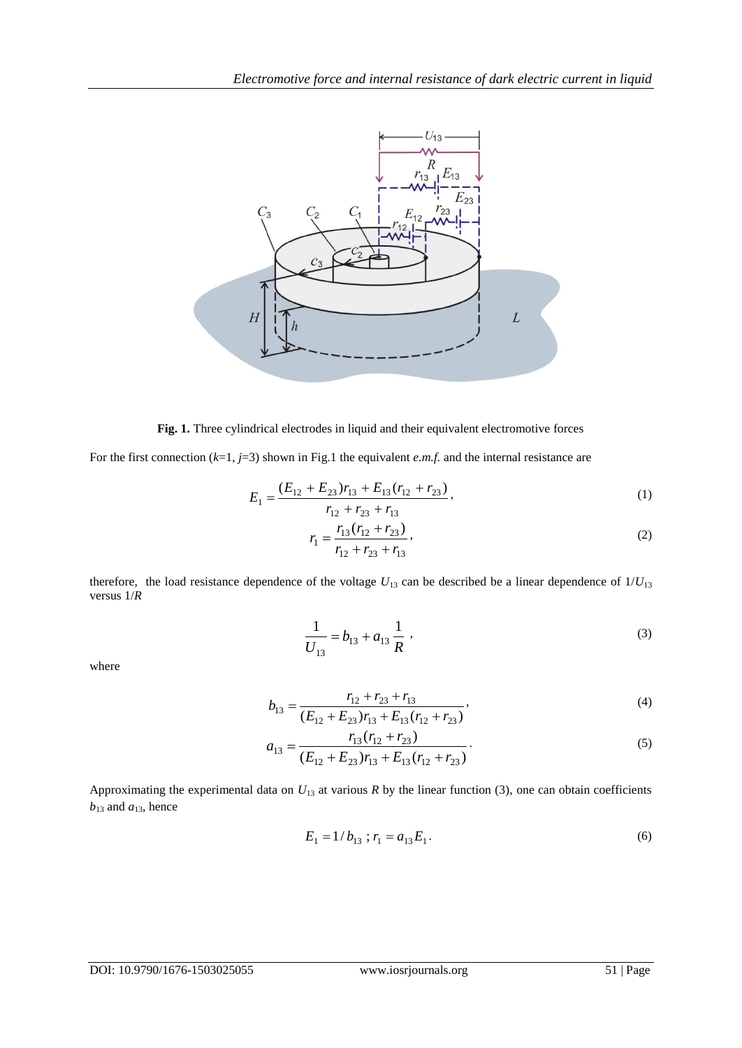**Fig. 1.** Three cylindrical electrodes in liquid and their equivalent electromotive forces

For the first connection ($k$=1, $j$=3) shown in Fig.1 the equivalent *e.m.f.* and the internal resistance are

$$E_1 = \frac{(E_{12} + E_{23})r_{13} + E_{13}(r_{12} + r_{23})}{r_{12} + r_{23} + r_{13}}, \tag{1}$$

$$r_1 = \frac{r_{13}(r_{12} + r_{23})}{r_{12} + r_{23} + r_{13}}, \tag{2}$$

therefore, the load resistance dependence of the voltage $U_{13}$ can be described be a linear dependence of $1/U_{13}$ versus $1/R$

$$\frac{1}{U_{13}} = b_{13} + a_{13}\frac{1}{R}, \tag{3}$$

where

$$b_{13} = \frac{r_{12} + r_{23} + r_{13}}{(E_{12} + E_{23})r_{13} + E_{13}(r_{12} + r_{23})}, \tag{4}$$

$$a_{13} = \frac{r_{13}(r_{12} + r_{23})}{(E_{12} + E_{23})r_{13} + E_{13}(r_{12} + r_{23})}. \tag{5}$$

Approximating the experimental data on $U_{13}$ at various $R$ by the linear function (3), one can obtain coefficients $b_{13}$ and $a_{13}$, hence

$$E_1 = 1/b_{13}\ ;\ r_1 = a_{13}E_1. \tag{6}$$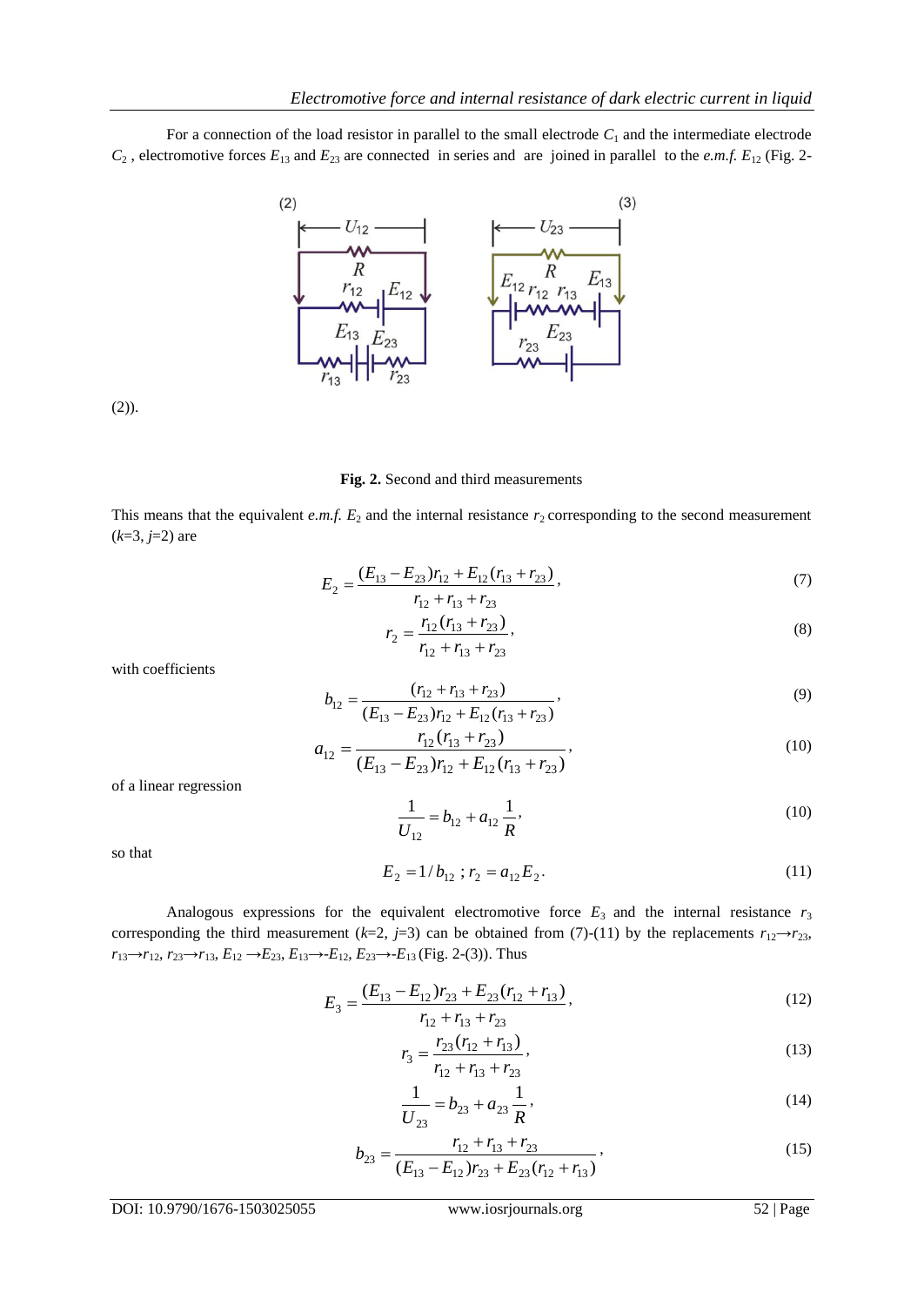For a connection of the load resistor in parallel to the small electrode $C_1$ and the intermediate electrode $C_2$ , electromotive forces $E_{13}$ and $E_{23}$ are connected in series and are joined in parallel to the *e.m.f.* $E_{12}$ (Fig. 2-(2)).

**Fig. 2.** Second and third measurements

This means that the equivalent *e.m.f.* $E_2$ and the internal resistance $r_2$ corresponding to the second measurement ($k$=3, $j$=2) are

$$E_2 = \frac{(E_{13} - E_{23})r_{12} + E_{12}(r_{13} + r_{23})}{r_{12} + r_{13} + r_{23}}, \tag{7}$$

$$r_2 = \frac{r_{12}(r_{13} + r_{23})}{r_{12} + r_{13} + r_{23}}, \tag{8}$$

with coefficients

$$b_{12} = \frac{(r_{12} + r_{13} + r_{23})}{(E_{13} - E_{23})r_{12} + E_{12}(r_{13} + r_{23})}, \tag{9}$$

$$a_{12} = \frac{r_{12}(r_{13} + r_{23})}{(E_{13} - E_{23})r_{12} + E_{12}(r_{13} + r_{23})}, \tag{10}$$

of a linear regression

$$\frac{1}{U_{12}} = b_{12} + a_{12}\frac{1}{R}, \tag{10}$$

so that

$$E_2 = 1/b_{12} \; ; r_2 = a_{12}E_2. \tag{11}$$

Analogous expressions for the equivalent electromotive force $E_3$ and the internal resistance $r_3$ corresponding the third measurement ($k$=2, $j$=3) can be obtained from (7)-(11) by the replacements $r_{12}\rightarrow r_{23}$, $r_{13}\rightarrow r_{12}$, $r_{23}\rightarrow r_{13}$, $E_{12}\rightarrow E_{23}$, $E_{13}\rightarrow -E_{12}$, $E_{23}\rightarrow -E_{13}$ (Fig. 2-(3)). Thus

$$E_3 = \frac{(E_{13} - E_{12})r_{23} + E_{23}(r_{12} + r_{13})}{r_{12} + r_{13} + r_{23}}, \tag{12}$$

$$r_3 = \frac{r_{23}(r_{12} + r_{13})}{r_{12} + r_{13} + r_{23}}, \tag{13}$$

$$\frac{1}{U_{23}} = b_{23} + a_{23}\frac{1}{R}, \tag{14}$$

$$b_{23} = \frac{r_{12} + r_{13} + r_{23}}{(E_{13} - E_{12})r_{23} + E_{23}(r_{12} + r_{13})}, \tag{15}$$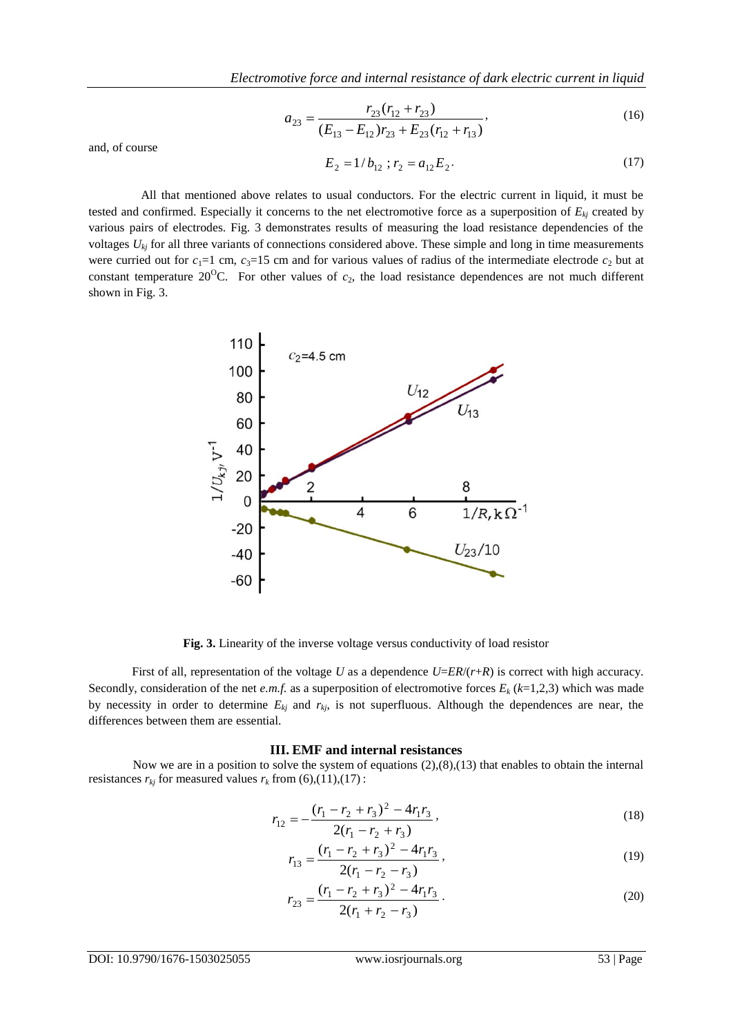$$a_{23} = \frac{r_{23}(r_{12} + r_{23})}{(E_{13} - E_{12})r_{23} + E_{23}(r_{12} + r_{13})}, \tag{16}$$

and, of course

$$E_2 = 1/b_{12}\,;\, r_2 = a_{12}E_2. \tag{17}$$

All that mentioned above relates to usual conductors. For the electric current in liquid, it must be tested and confirmed. Especially it concerns to the net electromotive force as a superposition of $E_{kj}$ created by various pairs of electrodes. Fig. 3 demonstrates results of measuring the load resistance dependencies of the voltages $U_{kj}$ for all three variants of connections considered above. These simple and long in time measurements were curried out for $c_1$=1 cm, $c_3$=15 cm and for various values of radius of the intermediate electrode $c_2$ but at constant temperature 20$^{O}$C. For other values of $c_2$, the load resistance dependences are not much different shown in Fig. 3.

**Fig. 3.** Linearity of the inverse voltage versus conductivity of load resistor

First of all, representation of the voltage $U$ as a dependence $U$=$ER$/($r$+$R$) is correct with high accuracy. Secondly, consideration of the net *e.m.f.* as a superposition of electromotive forces $E_k$ ($k$=1,2,3) which was made by necessity in order to determine $E_{kj}$ and $r_{kj}$, is not superfluous. Although the dependences are near, the differences between them are essential.

## III. EMF and internal resistances

Now we are in a position to solve the system of equations (2),(8),(13) that enables to obtain the internal resistances $r_{kj}$ for measured values $r_k$ from (6),(11),(17) :

$$r_{12} = -\frac{(r_1 - r_2 + r_3)^2 - 4r_1 r_3}{2(r_1 - r_2 + r_3)}, \tag{18}$$

$$r_{13} = \frac{(r_1 - r_2 + r_3)^2 - 4r_1 r_3}{2(r_1 - r_2 - r_3)}, \tag{19}$$

$$r_{23} = \frac{(r_1 - r_2 + r_3)^2 - 4r_1 r_3}{2(r_1 + r_2 - r_3)}. \tag{20}$$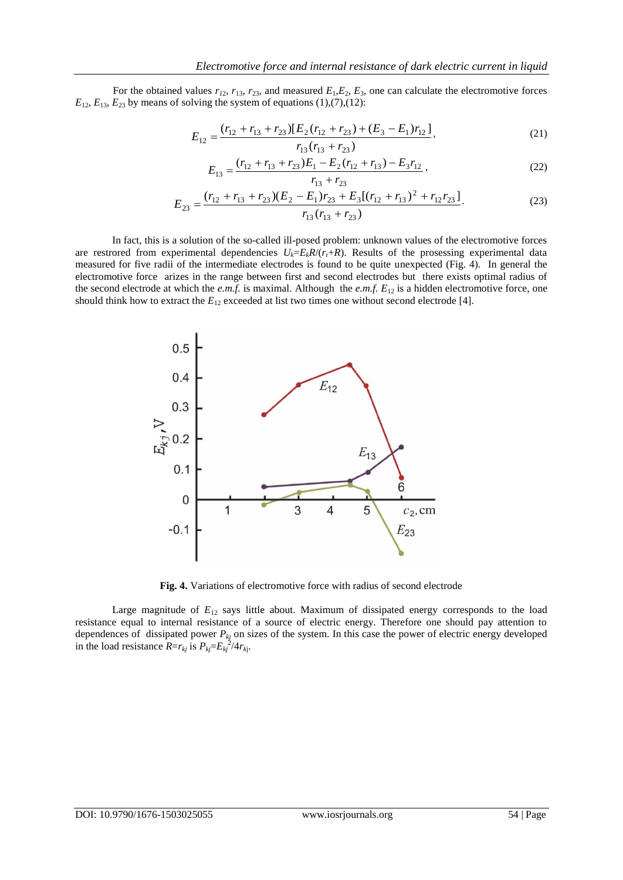For the obtained values $r_{12}$, $r_{13}$, $r_{23}$, and measured $E_1$,$E_2$, $E_3$, one can calculate the electromotive forces $E_{12}$, $E_{13}$, $E_{23}$ by means of solving the system of equations (1),(7),(12):

$$E_{12} = \frac{(r_{12}+r_{13}+r_{23})[E_2(r_{12}+r_{23})+(E_3-E_1)r_{12}]}{r_{13}(r_{13}+r_{23})}, \tag{21}$$

$$E_{13} = \frac{(r_{12}+r_{13}+r_{23})E_1 - E_2(r_{12}+r_{13}) - E_3 r_{12}}{r_{13}+r_{23}}, \tag{22}$$

$$E_{23} = \frac{(r_{12}+r_{13}+r_{23})(E_2-E_1)r_{23} + E_3[(r_{12}+r_{13})^2 + r_{12}r_{23}]}{r_{13}(r_{13}+r_{23})}. \tag{23}$$

In fact, this is a solution of the so-called ill-posed problem: unknown values of the electromotive forces are restrored from experimental dependencies $U_k=E_kR/(r_r+R)$. Results of the prosessing experimental data measured for five radii of the intermediate electrodes is found to be quite unexpected (Fig. 4). In general the electromotive force arizes in the range between first and second electrodes but there exists optimal radius of the second electrode at which the *e.m.f.* is maximal. Although the *e.m.f.* $E_{12}$ is a hidden electromotive force, one should think how to extract the $E_{12}$ exceeded at list two times one without second electrode [4].

**Fig. 4.** Variations of electromotive force with radius of second electrode

Large magnitude of $E_{12}$ says little about. Maximum of dissipated energy corresponds to the load resistance equal to internal resistance of a source of electric energy. Therefore one should pay attention to dependences of dissipated power $P_{kj}$ on sizes of the system. In this case the power of electric energy developed in the load resistance $R=r_{kj}$ is $P_{kj}=E_{kj}^2/4r_{kj}$.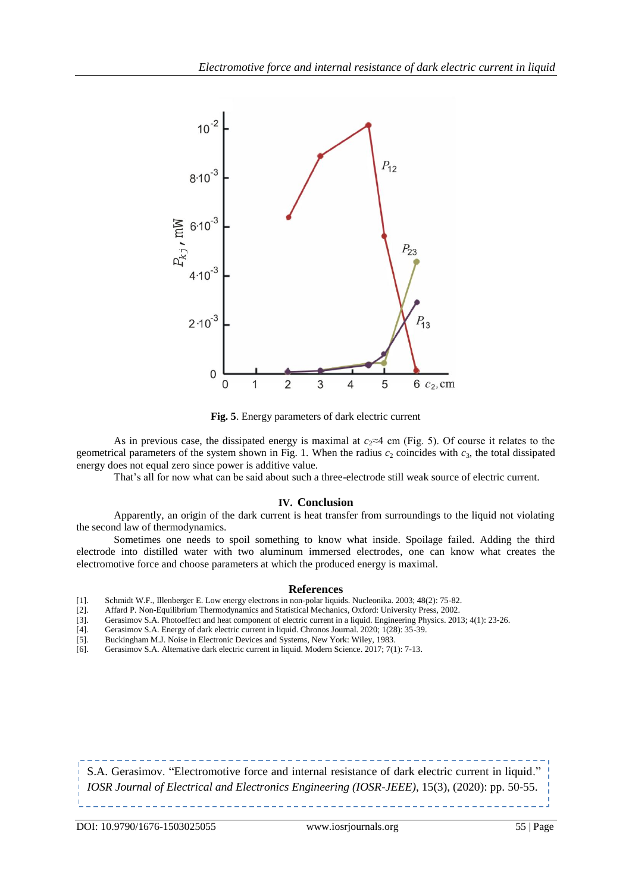$10^{-2}$

$8{\cdot}10^{-3}$

$6{\cdot}10^{-3}$

$4{\cdot}10^{-3}$

$2{\cdot}10^{-3}$

0

$P_{kj}$, mW

$P_{12}$

$P_{23}$

$P_{13}$

0 1 2 3 4 5 6 $c_2$, cm

**Fig. 5**. Energy parameters of dark electric current

As in previous case, the dissipated energy is maximal at $c_2 \approx 4$ cm (Fig. 5). Of course it relates to the geometrical parameters of the system shown in Fig. 1. When the radius $c_2$ coincides with $c_3$, the total dissipated energy does not equal zero since power is additive value.

That's all for now what can be said about such a three-electrode still weak source of electric current.

## IV. Conclusion

Apparently, an origin of the dark current is heat transfer from surroundings to the liquid not violating the second law of thermodynamics.

Sometimes one needs to spoil something to know what inside. Spoilage failed. Adding the third electrode into distilled water with two aluminum immersed electrodes, one can know what creates the electromotive force and choose parameters at which the produced energy is maximal.

## References

[1]. Schmidt W.F., Illenberger E. Low energy electrons in non-polar liquids. Nucleonika. 2003; 48(2): 75-82.
[2]. Affard P. Non-Equilibrium Thermodynamics and Statistical Mechanics, Oxford: University Press, 2002.
[3]. Gerasimov S.A. Photoeffect and heat component of electric current in a liquid. Engineering Physics. 2013; 4(1): 23-26.
[4]. Gerasimov S.A. Energy of dark electric current in liquid. Chronos Journal. 2020; 1(28): 35-39.
[5]. Buckingham M.J. Noise in Electronic Devices and Systems, New York: Wiley, 1983.
[6]. Gerasimov S.A. Alternative dark electric current in liquid. Modern Science. 2017; 7(1): 7-13.

S.A. Gerasimov. "Electromotive force and internal resistance of dark electric current in liquid." *IOSR Journal of Electrical and Electronics Engineering (IOSR-JEEE)*, 15(3), (2020): pp. 50-55.